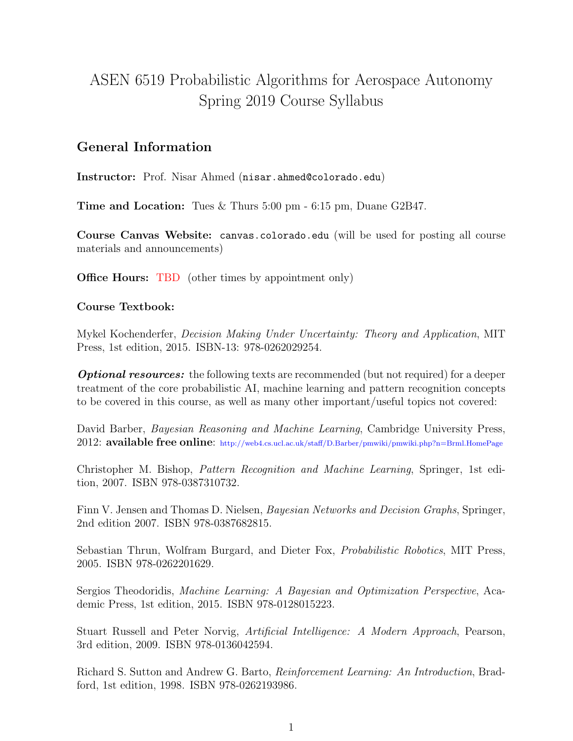# ASEN 6519 Probabilistic Algorithms for Aerospace Autonomy
# Spring 2019 Course Syllabus

## General Information

**Instructor:** Prof. Nisar Ahmed (`nisar.ahmed@colorado.edu`)

**Time and Location:** Tues & Thurs 5:00 pm - 6:15 pm, Duane G2B47.

**Course Canvas Website:** `canvas.colorado.edu` (will be used for posting all course materials and announcements)

**Office Hours:** TBD (other times by appointment only)

**Course Textbook:**

Mykel Kochenderfer, *Decision Making Under Uncertainty: Theory and Application*, MIT Press, 1st edition, 2015. ISBN-13: 978-0262029254.

***Optional resources:*** the following texts are recommended (but not required) for a deeper treatment of the core probabilistic AI, machine learning and pattern recognition concepts to be covered in this course, as well as many other important/useful topics not covered:

David Barber, *Bayesian Reasoning and Machine Learning*, Cambridge University Press, 2012: **available free online**: http://web4.cs.ucl.ac.uk/staff/D.Barber/pmwiki/pmwiki.php?n=Brml.HomePage

Christopher M. Bishop, *Pattern Recognition and Machine Learning*, Springer, 1st edition, 2007. ISBN 978-0387310732.

Finn V. Jensen and Thomas D. Nielsen, *Bayesian Networks and Decision Graphs*, Springer, 2nd edition 2007. ISBN 978-0387682815.

Sebastian Thrun, Wolfram Burgard, and Dieter Fox, *Probabilistic Robotics*, MIT Press, 2005. ISBN 978-0262201629.

Sergios Theodoridis, *Machine Learning: A Bayesian and Optimization Perspective*, Academic Press, 1st edition, 2015. ISBN 978-0128015223.

Stuart Russell and Peter Norvig, *Artificial Intelligence: A Modern Approach*, Pearson, 3rd edition, 2009. ISBN 978-0136042594.

Richard S. Sutton and Andrew G. Barto, *Reinforcement Learning: An Introduction*, Bradford, 1st edition, 1998. ISBN 978-0262193986.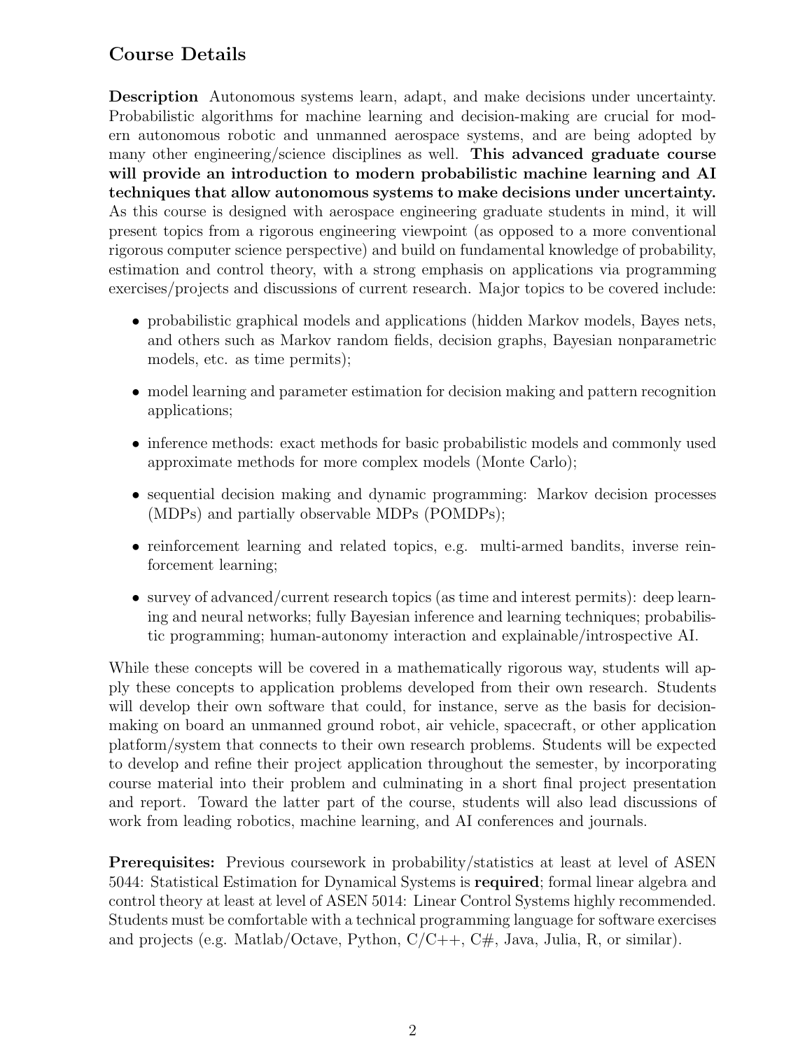## Course Details

**Description** Autonomous systems learn, adapt, and make decisions under uncertainty. Probabilistic algorithms for machine learning and decision-making are crucial for modern autonomous robotic and unmanned aerospace systems, and are being adopted by many other engineering/science disciplines as well. **This advanced graduate course will provide an introduction to modern probabilistic machine learning and AI techniques that allow autonomous systems to make decisions under uncertainty.** As this course is designed with aerospace engineering graduate students in mind, it will present topics from a rigorous engineering viewpoint (as opposed to a more conventional rigorous computer science perspective) and build on fundamental knowledge of probability, estimation and control theory, with a strong emphasis on applications via programming exercises/projects and discussions of current research. Major topics to be covered include:

- probabilistic graphical models and applications (hidden Markov models, Bayes nets, and others such as Markov random fields, decision graphs, Bayesian nonparametric models, etc. as time permits);
- model learning and parameter estimation for decision making and pattern recognition applications;
- inference methods: exact methods for basic probabilistic models and commonly used approximate methods for more complex models (Monte Carlo);
- sequential decision making and dynamic programming: Markov decision processes (MDPs) and partially observable MDPs (POMDPs);
- reinforcement learning and related topics, e.g. multi-armed bandits, inverse reinforcement learning;
- survey of advanced/current research topics (as time and interest permits): deep learning and neural networks; fully Bayesian inference and learning techniques; probabilistic programming; human-autonomy interaction and explainable/introspective AI.

While these concepts will be covered in a mathematically rigorous way, students will apply these concepts to application problems developed from their own research. Students will develop their own software that could, for instance, serve as the basis for decision-making on board an unmanned ground robot, air vehicle, spacecraft, or other application platform/system that connects to their own research problems. Students will be expected to develop and refine their project application throughout the semester, by incorporating course material into their problem and culminating in a short final project presentation and report. Toward the latter part of the course, students will also lead discussions of work from leading robotics, machine learning, and AI conferences and journals.

**Prerequisites:** Previous coursework in probability/statistics at least at level of ASEN 5044: Statistical Estimation for Dynamical Systems is **required**; formal linear algebra and control theory at least at level of ASEN 5014: Linear Control Systems highly recommended. Students must be comfortable with a technical programming language for software exercises and projects (e.g. Matlab/Octave, Python, C/C++, C#, Java, Julia, R, or similar).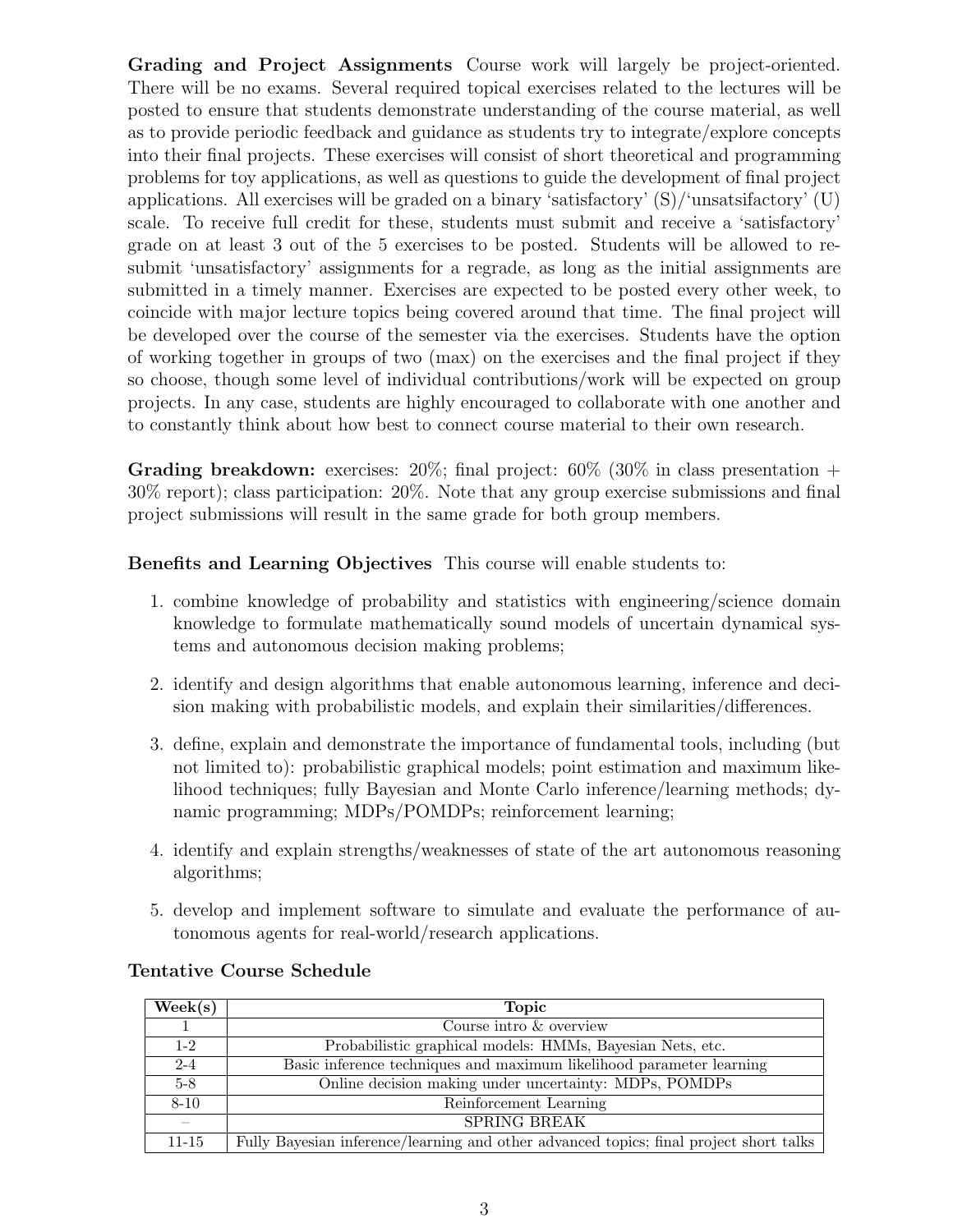**Grading and Project Assignments** Course work will largely be project-oriented. There will be no exams. Several required topical exercises related to the lectures will be posted to ensure that students demonstrate understanding of the course material, as well as to provide periodic feedback and guidance as students try to integrate/explore concepts into their final projects. These exercises will consist of short theoretical and programming problems for toy applications, as well as questions to guide the development of final project applications. All exercises will be graded on a binary 'satisfactory' (S)/'unsatsifactory' (U) scale. To receive full credit for these, students must submit and receive a 'satisfactory' grade on at least 3 out of the 5 exercises to be posted. Students will be allowed to resubmit 'unsatisfactory' assignments for a regrade, as long as the initial assignments are submitted in a timely manner. Exercises are expected to be posted every other week, to coincide with major lecture topics being covered around that time. The final project will be developed over the course of the semester via the exercises. Students have the option of working together in groups of two (max) on the exercises and the final project if they so choose, though some level of individual contributions/work will be expected on group projects. In any case, students are highly encouraged to collaborate with one another and to constantly think about how best to connect course material to their own research.

**Grading breakdown:** exercises: 20%; final project: 60% (30% in class presentation + 30% report); class participation: 20%. Note that any group exercise submissions and final project submissions will result in the same grade for both group members.

**Benefits and Learning Objectives** This course will enable students to:

1. combine knowledge of probability and statistics with engineering/science domain knowledge to formulate mathematically sound models of uncertain dynamical systems and autonomous decision making problems;
2. identify and design algorithms that enable autonomous learning, inference and decision making with probabilistic models, and explain their similarities/differences.
3. define, explain and demonstrate the importance of fundamental tools, including (but not limited to): probabilistic graphical models; point estimation and maximum likelihood techniques; fully Bayesian and Monte Carlo inference/learning methods; dynamic programming; MDPs/POMDPs; reinforcement learning;
4. identify and explain strengths/weaknesses of state of the art autonomous reasoning algorithms;
5. develop and implement software to simulate and evaluate the performance of autonomous agents for real-world/research applications.

**Tentative Course Schedule**

| Week(s) | Topic |
|---|---|
| 1 | Course intro & overview |
| 1-2 | Probabilistic graphical models: HMMs, Bayesian Nets, etc. |
| 2-4 | Basic inference techniques and maximum likelihood parameter learning |
| 5-8 | Online decision making under uncertainty: MDPs, POMDPs |
| 8-10 | Reinforcement Learning |
| – | SPRING BREAK |
| 11-15 | Fully Bayesian inference/learning and other advanced topics; final project short talks |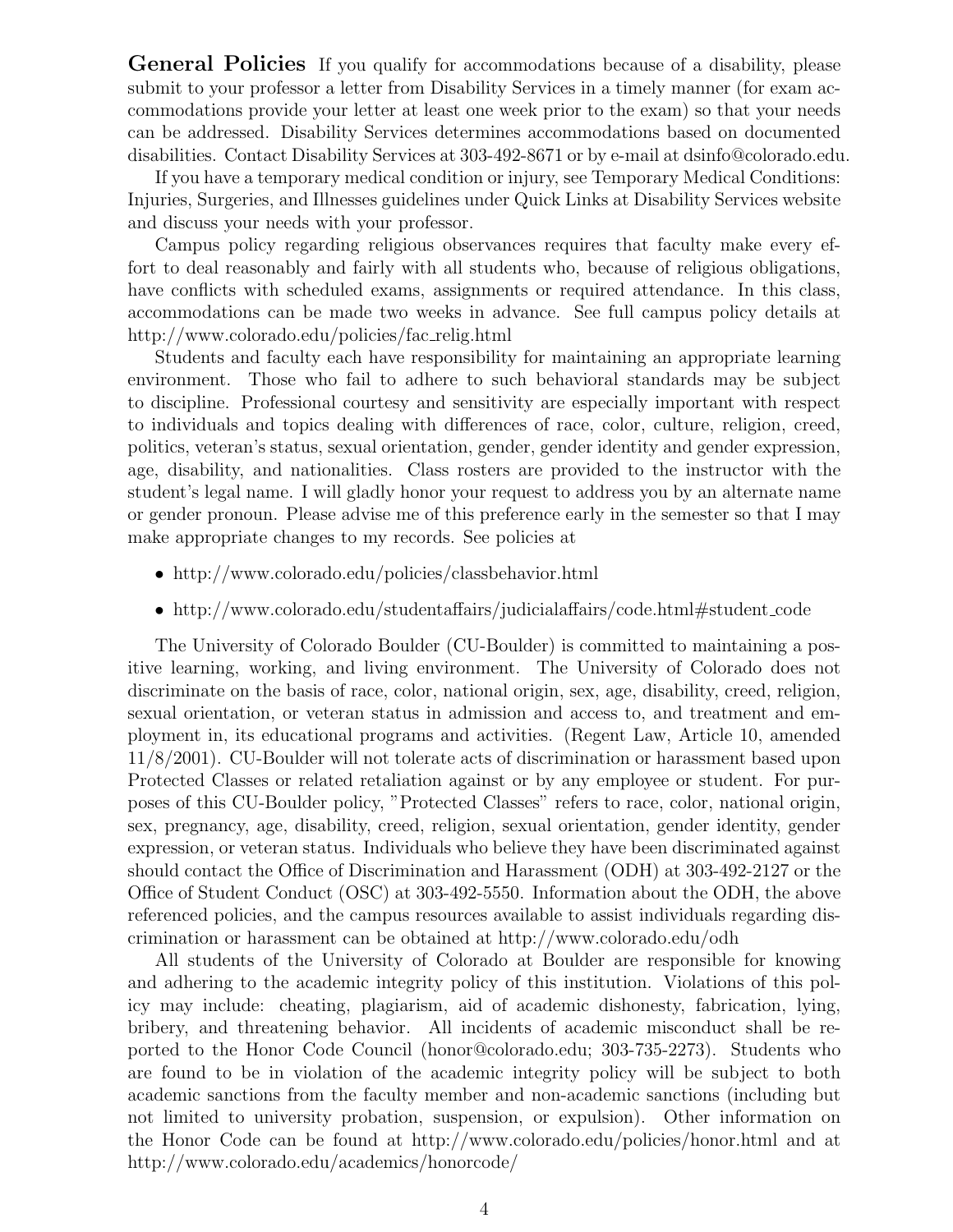**General Policies** If you qualify for accommodations because of a disability, please submit to your professor a letter from Disability Services in a timely manner (for exam accommodations provide your letter at least one week prior to the exam) so that your needs can be addressed. Disability Services determines accommodations based on documented disabilities. Contact Disability Services at 303-492-8671 or by e-mail at dsinfo@colorado.edu.

If you have a temporary medical condition or injury, see Temporary Medical Conditions: Injuries, Surgeries, and Illnesses guidelines under Quick Links at Disability Services website and discuss your needs with your professor.

Campus policy regarding religious observances requires that faculty make every effort to deal reasonably and fairly with all students who, because of religious obligations, have conflicts with scheduled exams, assignments or required attendance. In this class, accommodations can be made two weeks in advance. See full campus policy details at http://www.colorado.edu/policies/fac_relig.html

Students and faculty each have responsibility for maintaining an appropriate learning environment. Those who fail to adhere to such behavioral standards may be subject to discipline. Professional courtesy and sensitivity are especially important with respect to individuals and topics dealing with differences of race, color, culture, religion, creed, politics, veteran's status, sexual orientation, gender, gender identity and gender expression, age, disability, and nationalities. Class rosters are provided to the instructor with the student's legal name. I will gladly honor your request to address you by an alternate name or gender pronoun. Please advise me of this preference early in the semester so that I may make appropriate changes to my records. See policies at

- http://www.colorado.edu/policies/classbehavior.html
- http://www.colorado.edu/studentaffairs/judicialaffairs/code.html#student_code

The University of Colorado Boulder (CU-Boulder) is committed to maintaining a positive learning, working, and living environment. The University of Colorado does not discriminate on the basis of race, color, national origin, sex, age, disability, creed, religion, sexual orientation, or veteran status in admission and access to, and treatment and employment in, its educational programs and activities. (Regent Law, Article 10, amended 11/8/2001). CU-Boulder will not tolerate acts of discrimination or harassment based upon Protected Classes or related retaliation against or by any employee or student. For purposes of this CU-Boulder policy, "Protected Classes" refers to race, color, national origin, sex, pregnancy, age, disability, creed, religion, sexual orientation, gender identity, gender expression, or veteran status. Individuals who believe they have been discriminated against should contact the Office of Discrimination and Harassment (ODH) at 303-492-2127 or the Office of Student Conduct (OSC) at 303-492-5550. Information about the ODH, the above referenced policies, and the campus resources available to assist individuals regarding discrimination or harassment can be obtained at http://www.colorado.edu/odh

All students of the University of Colorado at Boulder are responsible for knowing and adhering to the academic integrity policy of this institution. Violations of this policy may include: cheating, plagiarism, aid of academic dishonesty, fabrication, lying, bribery, and threatening behavior. All incidents of academic misconduct shall be reported to the Honor Code Council (honor@colorado.edu; 303-735-2273). Students who are found to be in violation of the academic integrity policy will be subject to both academic sanctions from the faculty member and non-academic sanctions (including but not limited to university probation, suspension, or expulsion). Other information on the Honor Code can be found at http://www.colorado.edu/policies/honor.html and at http://www.colorado.edu/academics/honorcode/